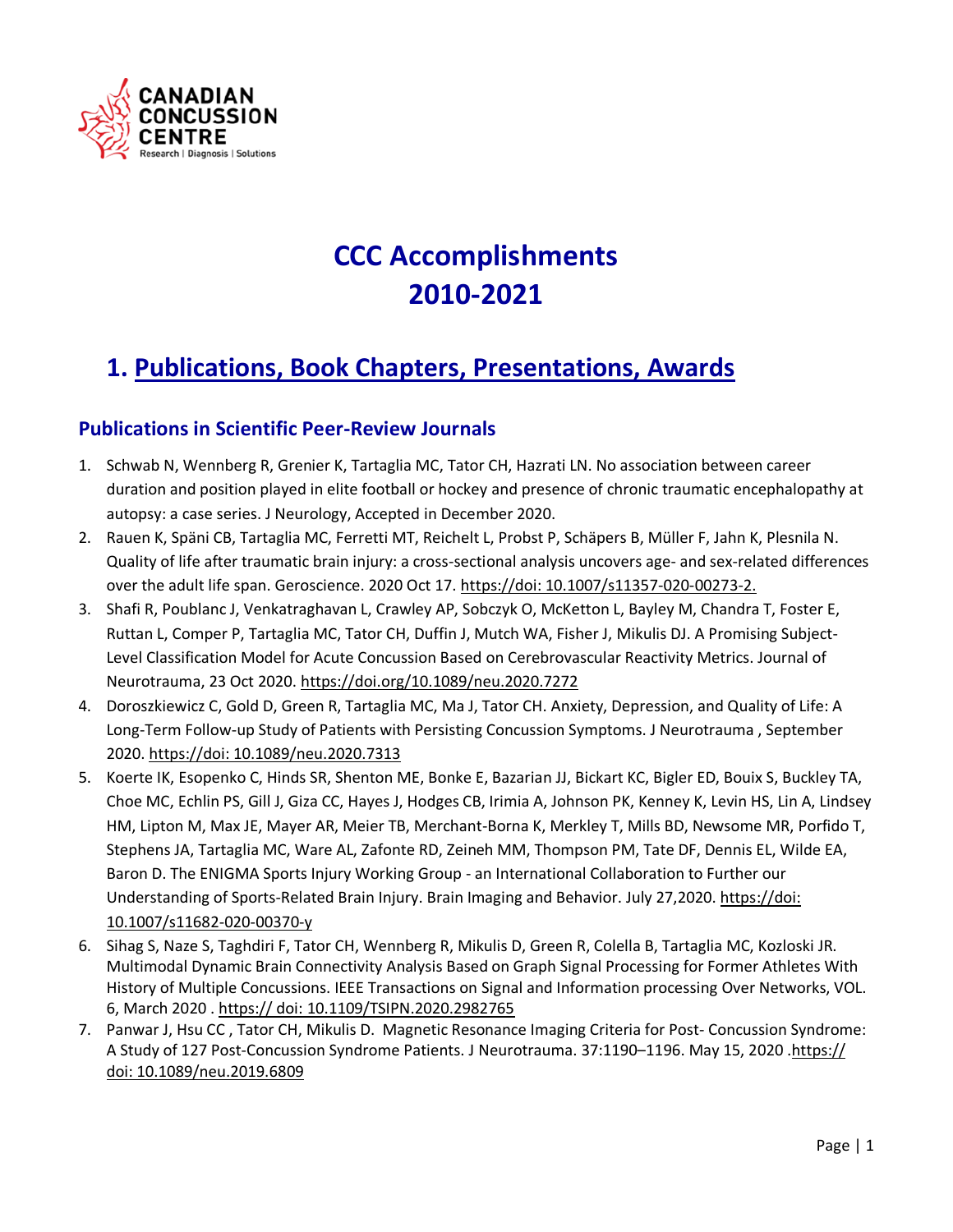CANADIAN CONCUSSION CENTRE
Research | Diagnosis | Solutions

# CCC Accomplishments 2010-2021

## 1. Publications, Book Chapters, Presentations, Awards

### Publications in Scientific Peer-Review Journals

1. Schwab N, Wennberg R, Grenier K, Tartaglia MC, Tator CH, Hazrati LN. No association between career duration and position played in elite football or hockey and presence of chronic traumatic encephalopathy at autopsy: a case series. J Neurology, Accepted in December 2020.
2. Rauen K, Späni CB, Tartaglia MC, Ferretti MT, Reichelt L, Probst P, Schäpers B, Müller F, Jahn K, Plesnila N. Quality of life after traumatic brain injury: a cross-sectional analysis uncovers age- and sex-related differences over the adult life span. Geroscience. 2020 Oct 17. https://doi: 10.1007/s11357-020-00273-2.
3. Shafi R, Poublanc J, Venkatraghavan L, Crawley AP, Sobczyk O, McKetton L, Bayley M, Chandra T, Foster E, Ruttan L, Comper P, Tartaglia MC, Tator CH, Duffin J, Mutch WA, Fisher J, Mikulis DJ. A Promising Subject-Level Classification Model for Acute Concussion Based on Cerebrovascular Reactivity Metrics. Journal of Neurotrauma, 23 Oct 2020. https://doi.org/10.1089/neu.2020.7272
4. Doroszkiewicz C, Gold D, Green R, Tartaglia MC, Ma J, Tator CH. Anxiety, Depression, and Quality of Life: A Long-Term Follow-up Study of Patients with Persisting Concussion Symptoms. J Neurotrauma , September 2020. https://doi: 10.1089/neu.2020.7313
5. Koerte IK, Esopenko C, Hinds SR, Shenton ME, Bonke E, Bazarian JJ, Bickart KC, Bigler ED, Bouix S, Buckley TA, Choe MC, Echlin PS, Gill J, Giza CC, Hayes J, Hodges CB, Irimia A, Johnson PK, Kenney K, Levin HS, Lin A, Lindsey HM, Lipton M, Max JE, Mayer AR, Meier TB, Merchant-Borna K, Merkley T, Mills BD, Newsome MR, Porfido T, Stephens JA, Tartaglia MC, Ware AL, Zafonte RD, Zeineh MM, Thompson PM, Tate DF, Dennis EL, Wilde EA, Baron D. The ENIGMA Sports Injury Working Group - an International Collaboration to Further our Understanding of Sports-Related Brain Injury. Brain Imaging and Behavior. July 27,2020. https://doi: 10.1007/s11682-020-00370-y
6. Sihag S, Naze S, Taghdiri F, Tator CH, Wennberg R, Mikulis D, Green R, Colella B, Tartaglia MC, Kozloski JR. Multimodal Dynamic Brain Connectivity Analysis Based on Graph Signal Processing for Former Athletes With History of Multiple Concussions. IEEE Transactions on Signal and Information processing Over Networks, VOL. 6, March 2020 . https:// doi: 10.1109/TSIPN.2020.2982765
7. Panwar J, Hsu CC , Tator CH, Mikulis D. Magnetic Resonance Imaging Criteria for Post- Concussion Syndrome: A Study of 127 Post-Concussion Syndrome Patients. J Neurotrauma. 37:1190–1196. May 15, 2020 .https:// doi: 10.1089/neu.2019.6809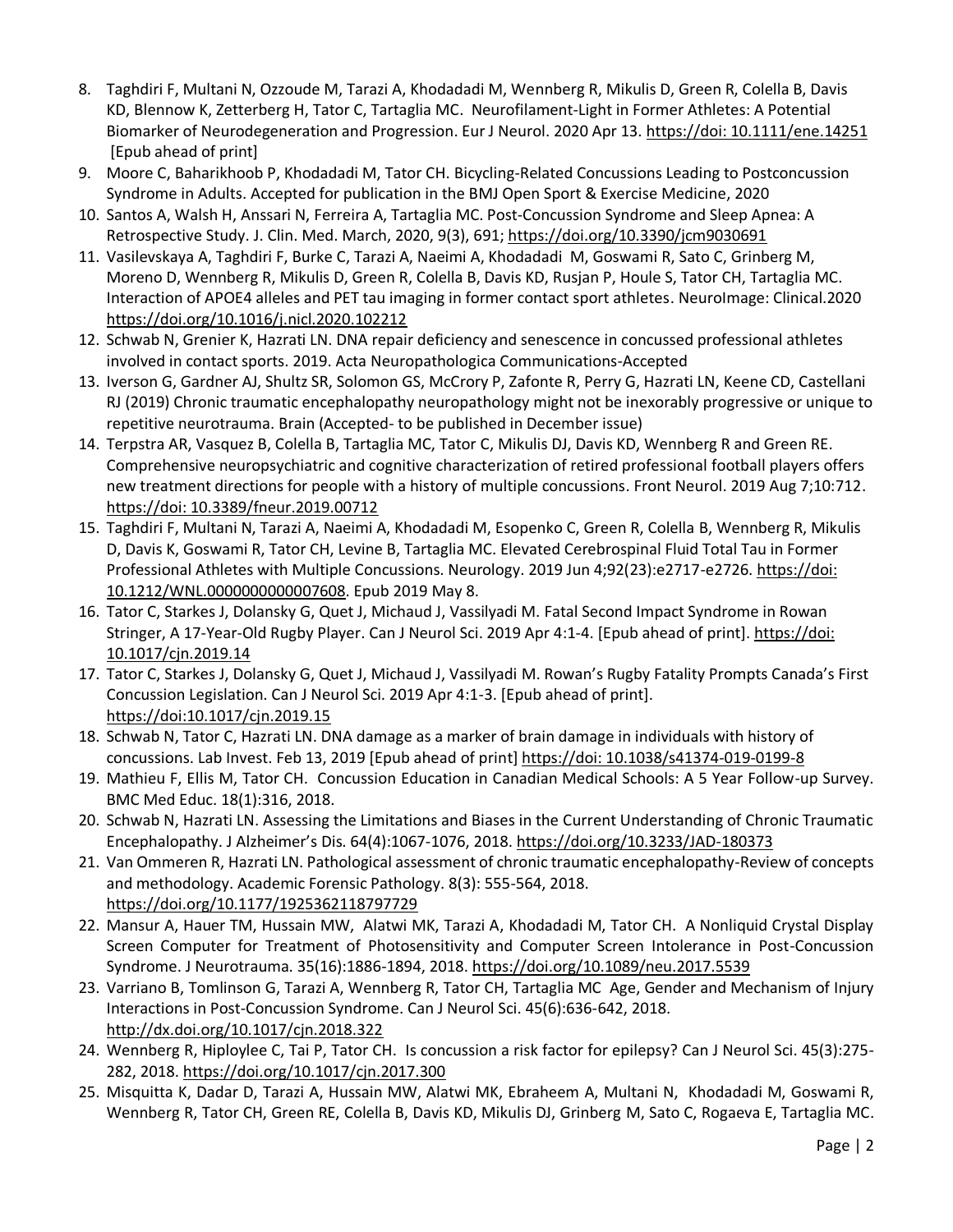8. Taghdiri F, Multani N, Ozzoude M, Tarazi A, Khodadadi M, Wennberg R, Mikulis D, Green R, Colella B, Davis KD, Blennow K, Zetterberg H, Tator C, Tartaglia MC. Neurofilament-Light in Former Athletes: A Potential Biomarker of Neurodegeneration and Progression. Eur J Neurol. 2020 Apr 13. https://doi: 10.1111/ene.14251 [Epub ahead of print]
9. Moore C, Baharikhoob P, Khodadadi M, Tator CH. Bicycling-Related Concussions Leading to Postconcussion Syndrome in Adults. Accepted for publication in the BMJ Open Sport & Exercise Medicine, 2020
10. Santos A, Walsh H, Anssari N, Ferreira A, Tartaglia MC. Post-Concussion Syndrome and Sleep Apnea: A Retrospective Study. J. Clin. Med. March, 2020, 9(3), 691; https://doi.org/10.3390/jcm9030691
11. Vasilevskaya A, Taghdiri F, Burke C, Tarazi A, Naeimi A, Khodadadi M, Goswami R, Sato C, Grinberg M, Moreno D, Wennberg R, Mikulis D, Green R, Colella B, Davis KD, Rusjan P, Houle S, Tator CH, Tartaglia MC. Interaction of APOE4 alleles and PET tau imaging in former contact sport athletes. NeuroImage: Clinical.2020 https://doi.org/10.1016/j.nicl.2020.102212
12. Schwab N, Grenier K, Hazrati LN. DNA repair deficiency and senescence in concussed professional athletes involved in contact sports. 2019. Acta Neuropathologica Communications-Accepted
13. Iverson G, Gardner AJ, Shultz SR, Solomon GS, McCrory P, Zafonte R, Perry G, Hazrati LN, Keene CD, Castellani RJ (2019) Chronic traumatic encephalopathy neuropathology might not be inexorably progressive or unique to repetitive neurotrauma. Brain (Accepted- to be published in December issue)
14. Terpstra AR, Vasquez B, Colella B, Tartaglia MC, Tator C, Mikulis DJ, Davis KD, Wennberg R and Green RE. Comprehensive neuropsychiatric and cognitive characterization of retired professional football players offers new treatment directions for people with a history of multiple concussions. Front Neurol. 2019 Aug 7;10:712. https://doi: 10.3389/fneur.2019.00712
15. Taghdiri F, Multani N, Tarazi A, Naeimi A, Khodadadi M, Esopenko C, Green R, Colella B, Wennberg R, Mikulis D, Davis K, Goswami R, Tator CH, Levine B, Tartaglia MC. Elevated Cerebrospinal Fluid Total Tau in Former Professional Athletes with Multiple Concussions. Neurology. 2019 Jun 4;92(23):e2717-e2726. https://doi: 10.1212/WNL.0000000000007608. Epub 2019 May 8.
16. Tator C, Starkes J, Dolansky G, Quet J, Michaud J, Vassilyadi M. Fatal Second Impact Syndrome in Rowan Stringer, A 17-Year-Old Rugby Player. Can J Neurol Sci. 2019 Apr 4:1-4. [Epub ahead of print]. https://doi: 10.1017/cjn.2019.14
17. Tator C, Starkes J, Dolansky G, Quet J, Michaud J, Vassilyadi M. Rowan's Rugby Fatality Prompts Canada's First Concussion Legislation. Can J Neurol Sci. 2019 Apr 4:1-3. [Epub ahead of print]. https://doi:10.1017/cjn.2019.15
18. Schwab N, Tator C, Hazrati LN. DNA damage as a marker of brain damage in individuals with history of concussions. Lab Invest. Feb 13, 2019 [Epub ahead of print] https://doi: 10.1038/s41374-019-0199-8
19. Mathieu F, Ellis M, Tator CH. Concussion Education in Canadian Medical Schools: A 5 Year Follow-up Survey. BMC Med Educ. 18(1):316, 2018.
20. Schwab N, Hazrati LN. Assessing the Limitations and Biases in the Current Understanding of Chronic Traumatic Encephalopathy. J Alzheimer's Dis. 64(4):1067-1076, 2018. https://doi.org/10.3233/JAD-180373
21. Van Ommeren R, Hazrati LN. Pathological assessment of chronic traumatic encephalopathy-Review of concepts and methodology. Academic Forensic Pathology. 8(3): 555-564, 2018. https://doi.org/10.1177/1925362118797729
22. Mansur A, Hauer TM, Hussain MW, Alatwi MK, Tarazi A, Khodadadi M, Tator CH. A Nonliquid Crystal Display Screen Computer for Treatment of Photosensitivity and Computer Screen Intolerance in Post-Concussion Syndrome. J Neurotrauma. 35(16):1886-1894, 2018. https://doi.org/10.1089/neu.2017.5539
23. Varriano B, Tomlinson G, Tarazi A, Wennberg R, Tator CH, Tartaglia MC Age, Gender and Mechanism of Injury Interactions in Post-Concussion Syndrome. Can J Neurol Sci. 45(6):636-642, 2018. http://dx.doi.org/10.1017/cjn.2018.322
24. Wennberg R, Hiploylee C, Tai P, Tator CH. Is concussion a risk factor for epilepsy? Can J Neurol Sci. 45(3):275-282, 2018. https://doi.org/10.1017/cjn.2017.300
25. Misquitta K, Dadar D, Tarazi A, Hussain MW, Alatwi MK, Ebraheem A, Multani N, Khodadadi M, Goswami R, Wennberg R, Tator CH, Green RE, Colella B, Davis KD, Mikulis DJ, Grinberg M, Sato C, Rogaeva E, Tartaglia MC.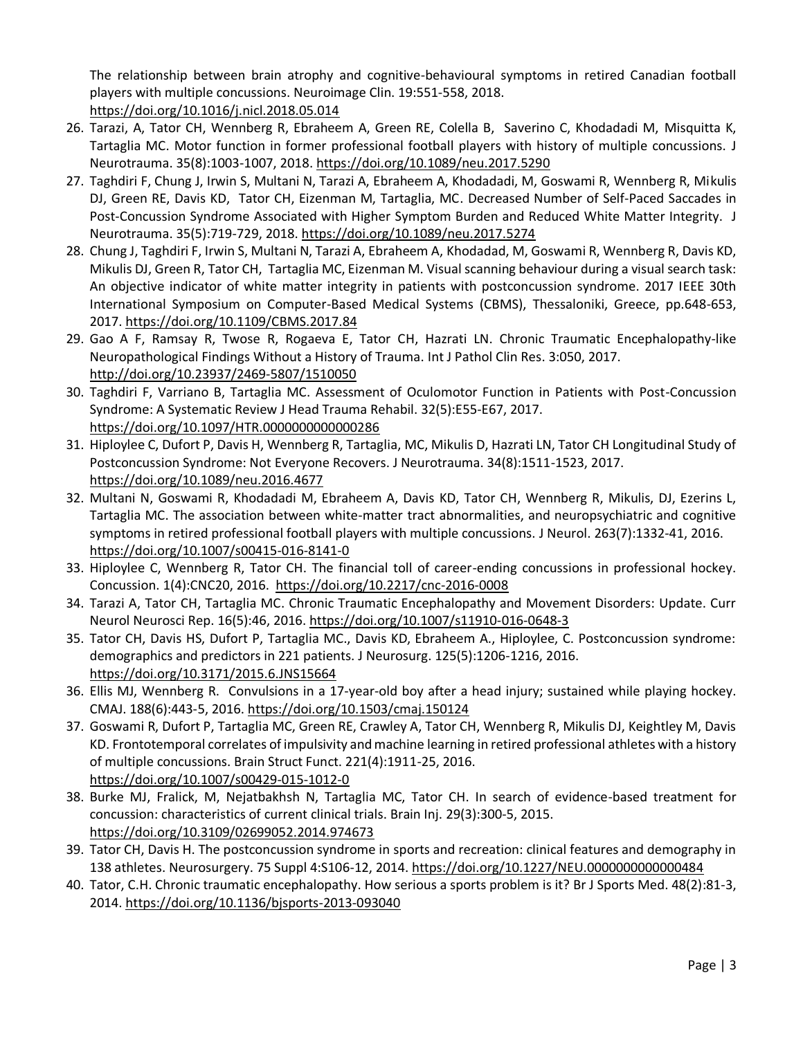The relationship between brain atrophy and cognitive-behavioural symptoms in retired Canadian football players with multiple concussions. Neuroimage Clin. 19:551-558, 2018. https://doi.org/10.1016/j.nicl.2018.05.014

26. Tarazi, A, Tator CH, Wennberg R, Ebraheem A, Green RE, Colella B, Saverino C, Khodadadi M, Misquitta K, Tartaglia MC. Motor function in former professional football players with history of multiple concussions. J Neurotrauma. 35(8):1003-1007, 2018. https://doi.org/10.1089/neu.2017.5290
27. Taghdiri F, Chung J, Irwin S, Multani N, Tarazi A, Ebraheem A, Khodadadi, M, Goswami R, Wennberg R, Mikulis DJ, Green RE, Davis KD, Tator CH, Eizenman M, Tartaglia, MC. Decreased Number of Self-Paced Saccades in Post-Concussion Syndrome Associated with Higher Symptom Burden and Reduced White Matter Integrity. J Neurotrauma. 35(5):719-729, 2018. https://doi.org/10.1089/neu.2017.5274
28. Chung J, Taghdiri F, Irwin S, Multani N, Tarazi A, Ebraheem A, Khodadad, M, Goswami R, Wennberg R, Davis KD, Mikulis DJ, Green R, Tator CH, Tartaglia MC, Eizenman M. Visual scanning behaviour during a visual search task: An objective indicator of white matter integrity in patients with postconcussion syndrome. 2017 IEEE 30th International Symposium on Computer-Based Medical Systems (CBMS), Thessaloniki, Greece, pp.648-653, 2017. https://doi.org/10.1109/CBMS.2017.84
29. Gao A F, Ramsay R, Twose R, Rogaeva E, Tator CH, Hazrati LN. Chronic Traumatic Encephalopathy-like Neuropathological Findings Without a History of Trauma. Int J Pathol Clin Res. 3:050, 2017. http://doi.org/10.23937/2469-5807/1510050
30. Taghdiri F, Varriano B, Tartaglia MC. Assessment of Oculomotor Function in Patients with Post-Concussion Syndrome: A Systematic Review J Head Trauma Rehabil. 32(5):E55-E67, 2017. https://doi.org/10.1097/HTR.0000000000000286
31. Hiploylee C, Dufort P, Davis H, Wennberg R, Tartaglia, MC, Mikulis D, Hazrati LN, Tator CH Longitudinal Study of Postconcussion Syndrome: Not Everyone Recovers. J Neurotrauma. 34(8):1511-1523, 2017. https://doi.org/10.1089/neu.2016.4677
32. Multani N, Goswami R, Khodadadi M, Ebraheem A, Davis KD, Tator CH, Wennberg R, Mikulis, DJ, Ezerins L, Tartaglia MC. The association between white-matter tract abnormalities, and neuropsychiatric and cognitive symptoms in retired professional football players with multiple concussions. J Neurol. 263(7):1332-41, 2016. https://doi.org/10.1007/s00415-016-8141-0
33. Hiploylee C, Wennberg R, Tator CH. The financial toll of career-ending concussions in professional hockey. Concussion. 1(4):CNC20, 2016. https://doi.org/10.2217/cnc-2016-0008
34. Tarazi A, Tator CH, Tartaglia MC. Chronic Traumatic Encephalopathy and Movement Disorders: Update. Curr Neurol Neurosci Rep. 16(5):46, 2016. https://doi.org/10.1007/s11910-016-0648-3
35. Tator CH, Davis HS, Dufort P, Tartaglia MC., Davis KD, Ebraheem A., Hiploylee, C. Postconcussion syndrome: demographics and predictors in 221 patients. J Neurosurg. 125(5):1206-1216, 2016. https://doi.org/10.3171/2015.6.JNS15664
36. Ellis MJ, Wennberg R. Convulsions in a 17-year-old boy after a head injury; sustained while playing hockey. CMAJ. 188(6):443-5, 2016. https://doi.org/10.1503/cmaj.150124
37. Goswami R, Dufort P, Tartaglia MC, Green RE, Crawley A, Tator CH, Wennberg R, Mikulis DJ, Keightley M, Davis KD. Frontotemporal correlates of impulsivity and machine learning in retired professional athletes with a history of multiple concussions. Brain Struct Funct. 221(4):1911-25, 2016. https://doi.org/10.1007/s00429-015-1012-0
38. Burke MJ, Fralick, M, Nejatbakhsh N, Tartaglia MC, Tator CH. In search of evidence-based treatment for concussion: characteristics of current clinical trials. Brain Inj. 29(3):300-5, 2015. https://doi.org/10.3109/02699052.2014.974673
39. Tator CH, Davis H. The postconcussion syndrome in sports and recreation: clinical features and demography in 138 athletes. Neurosurgery. 75 Suppl 4:S106-12, 2014. https://doi.org/10.1227/NEU.0000000000000484
40. Tator, C.H. Chronic traumatic encephalopathy. How serious a sports problem is it? Br J Sports Med. 48(2):81-3, 2014. https://doi.org/10.1136/bjsports-2013-093040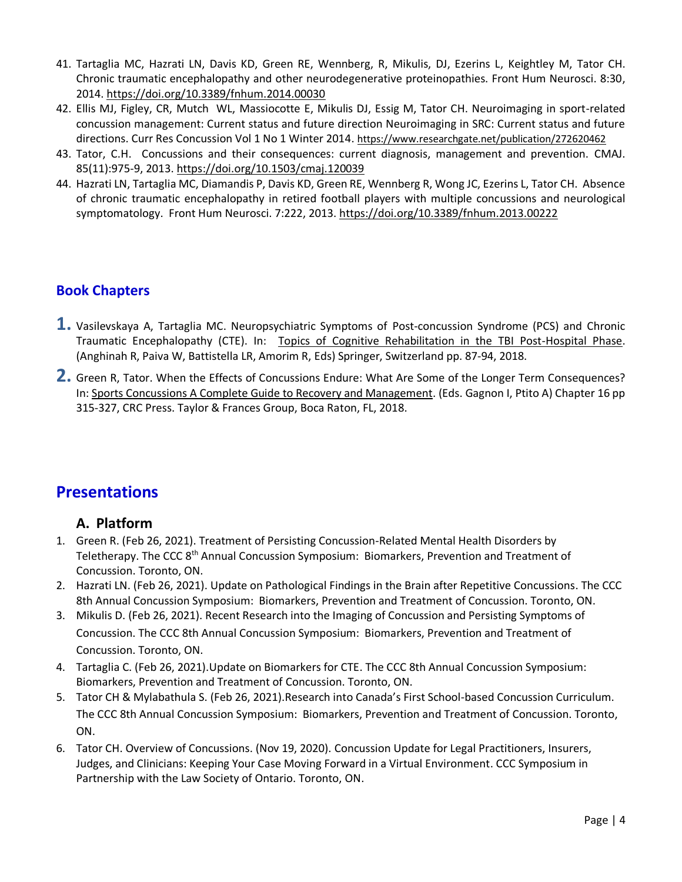41. Tartaglia MC, Hazrati LN, Davis KD, Green RE, Wennberg, R, Mikulis, DJ, Ezerins L, Keightley M, Tator CH. Chronic traumatic encephalopathy and other neurodegenerative proteinopathies. Front Hum Neurosci. 8:30, 2014. https://doi.org/10.3389/fnhum.2014.00030
42. Ellis MJ, Figley, CR, Mutch WL, Massiocotte E, Mikulis DJ, Essig M, Tator CH. Neuroimaging in sport-related concussion management: Current status and future direction Neuroimaging in SRC: Current status and future directions. Curr Res Concussion Vol 1 No 1 Winter 2014. https://www.researchgate.net/publication/272620462
43. Tator, C.H. Concussions and their consequences: current diagnosis, management and prevention. CMAJ. 85(11):975-9, 2013. https://doi.org/10.1503/cmaj.120039
44. Hazrati LN, Tartaglia MC, Diamandis P, Davis KD, Green RE, Wennberg R, Wong JC, Ezerins L, Tator CH. Absence of chronic traumatic encephalopathy in retired football players with multiple concussions and neurological symptomatology. Front Hum Neurosci. 7:222, 2013. https://doi.org/10.3389/fnhum.2013.00222

## Book Chapters

1. Vasilevskaya A, Tartaglia MC. Neuropsychiatric Symptoms of Post-concussion Syndrome (PCS) and Chronic Traumatic Encephalopathy (CTE). In: Topics of Cognitive Rehabilitation in the TBI Post-Hospital Phase. (Anghinah R, Paiva W, Battistella LR, Amorim R, Eds) Springer, Switzerland pp. 87-94, 2018.
2. Green R, Tator. When the Effects of Concussions Endure: What Are Some of the Longer Term Consequences? In: Sports Concussions A Complete Guide to Recovery and Management. (Eds. Gagnon I, Ptito A) Chapter 16 pp 315-327, CRC Press. Taylor & Frances Group, Boca Raton, FL, 2018.

# Presentations

### A. Platform

1. Green R. (Feb 26, 2021). Treatment of Persisting Concussion-Related Mental Health Disorders by Teletherapy. The CCC 8th Annual Concussion Symposium: Biomarkers, Prevention and Treatment of Concussion. Toronto, ON.
2. Hazrati LN. (Feb 26, 2021). Update on Pathological Findings in the Brain after Repetitive Concussions. The CCC 8th Annual Concussion Symposium: Biomarkers, Prevention and Treatment of Concussion. Toronto, ON.
3. Mikulis D. (Feb 26, 2021). Recent Research into the Imaging of Concussion and Persisting Symptoms of Concussion. The CCC 8th Annual Concussion Symposium: Biomarkers, Prevention and Treatment of Concussion. Toronto, ON.
4. Tartaglia C. (Feb 26, 2021).Update on Biomarkers for CTE. The CCC 8th Annual Concussion Symposium: Biomarkers, Prevention and Treatment of Concussion. Toronto, ON.
5. Tator CH & Mylabathula S. (Feb 26, 2021).Research into Canada's First School-based Concussion Curriculum. The CCC 8th Annual Concussion Symposium: Biomarkers, Prevention and Treatment of Concussion. Toronto, ON.
6. Tator CH. Overview of Concussions. (Nov 19, 2020). Concussion Update for Legal Practitioners, Insurers, Judges, and Clinicians: Keeping Your Case Moving Forward in a Virtual Environment. CCC Symposium in Partnership with the Law Society of Ontario. Toronto, ON.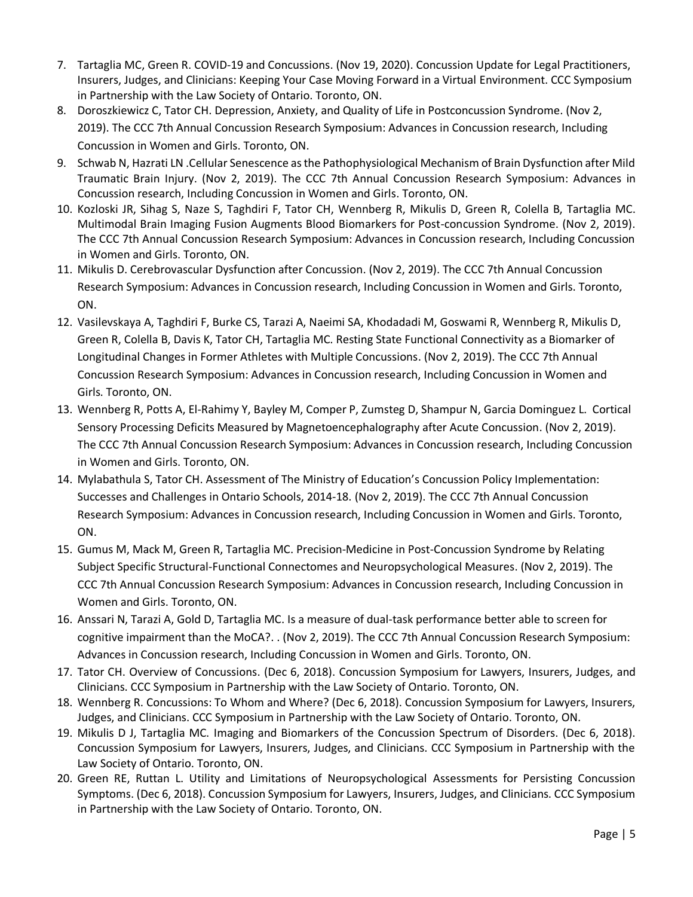7. Tartaglia MC, Green R. COVID-19 and Concussions. (Nov 19, 2020). Concussion Update for Legal Practitioners, Insurers, Judges, and Clinicians: Keeping Your Case Moving Forward in a Virtual Environment. CCC Symposium in Partnership with the Law Society of Ontario. Toronto, ON.
8. Doroszkiewicz C, Tator CH. Depression, Anxiety, and Quality of Life in Postconcussion Syndrome. (Nov 2, 2019). The CCC 7th Annual Concussion Research Symposium: Advances in Concussion research, Including Concussion in Women and Girls. Toronto, ON.
9. Schwab N, Hazrati LN .Cellular Senescence as the Pathophysiological Mechanism of Brain Dysfunction after Mild Traumatic Brain Injury. (Nov 2, 2019). The CCC 7th Annual Concussion Research Symposium: Advances in Concussion research, Including Concussion in Women and Girls. Toronto, ON.
10. Kozloski JR, Sihag S, Naze S, Taghdiri F, Tator CH, Wennberg R, Mikulis D, Green R, Colella B, Tartaglia MC. Multimodal Brain Imaging Fusion Augments Blood Biomarkers for Post-concussion Syndrome. (Nov 2, 2019). The CCC 7th Annual Concussion Research Symposium: Advances in Concussion research, Including Concussion in Women and Girls. Toronto, ON.
11. Mikulis D. Cerebrovascular Dysfunction after Concussion. (Nov 2, 2019). The CCC 7th Annual Concussion Research Symposium: Advances in Concussion research, Including Concussion in Women and Girls. Toronto, ON.
12. Vasilevskaya A, Taghdiri F, Burke CS, Tarazi A, Naeimi SA, Khodadadi M, Goswami R, Wennberg R, Mikulis D, Green R, Colella B, Davis K, Tator CH, Tartaglia MC. Resting State Functional Connectivity as a Biomarker of Longitudinal Changes in Former Athletes with Multiple Concussions. (Nov 2, 2019). The CCC 7th Annual Concussion Research Symposium: Advances in Concussion research, Including Concussion in Women and Girls. Toronto, ON.
13. Wennberg R, Potts A, El-Rahimy Y, Bayley M, Comper P, Zumsteg D, Shampur N, Garcia Dominguez L. Cortical Sensory Processing Deficits Measured by Magnetoencephalography after Acute Concussion. (Nov 2, 2019). The CCC 7th Annual Concussion Research Symposium: Advances in Concussion research, Including Concussion in Women and Girls. Toronto, ON.
14. Mylabathula S, Tator CH. Assessment of The Ministry of Education's Concussion Policy Implementation: Successes and Challenges in Ontario Schools, 2014-18. (Nov 2, 2019). The CCC 7th Annual Concussion Research Symposium: Advances in Concussion research, Including Concussion in Women and Girls. Toronto, ON.
15. Gumus M, Mack M, Green R, Tartaglia MC. Precision-Medicine in Post-Concussion Syndrome by Relating Subject Specific Structural-Functional Connectomes and Neuropsychological Measures. (Nov 2, 2019). The CCC 7th Annual Concussion Research Symposium: Advances in Concussion research, Including Concussion in Women and Girls. Toronto, ON.
16. Anssari N, Tarazi A, Gold D, Tartaglia MC. Is a measure of dual-task performance better able to screen for cognitive impairment than the MoCA?. . (Nov 2, 2019). The CCC 7th Annual Concussion Research Symposium: Advances in Concussion research, Including Concussion in Women and Girls. Toronto, ON.
17. Tator CH. Overview of Concussions. (Dec 6, 2018). Concussion Symposium for Lawyers, Insurers, Judges, and Clinicians. CCC Symposium in Partnership with the Law Society of Ontario. Toronto, ON.
18. Wennberg R. Concussions: To Whom and Where? (Dec 6, 2018). Concussion Symposium for Lawyers, Insurers, Judges, and Clinicians. CCC Symposium in Partnership with the Law Society of Ontario. Toronto, ON.
19. Mikulis D J, Tartaglia MC. Imaging and Biomarkers of the Concussion Spectrum of Disorders. (Dec 6, 2018). Concussion Symposium for Lawyers, Insurers, Judges, and Clinicians. CCC Symposium in Partnership with the Law Society of Ontario. Toronto, ON.
20. Green RE, Ruttan L. Utility and Limitations of Neuropsychological Assessments for Persisting Concussion Symptoms. (Dec 6, 2018). Concussion Symposium for Lawyers, Insurers, Judges, and Clinicians. CCC Symposium in Partnership with the Law Society of Ontario. Toronto, ON.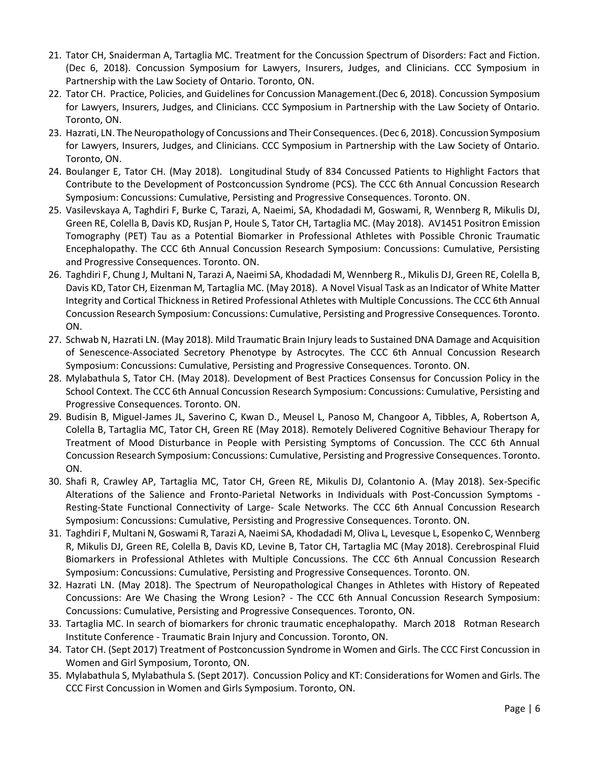21. Tator CH, Snaiderman A, Tartaglia MC. Treatment for the Concussion Spectrum of Disorders: Fact and Fiction. (Dec 6, 2018). Concussion Symposium for Lawyers, Insurers, Judges, and Clinicians. CCC Symposium in Partnership with the Law Society of Ontario. Toronto, ON.
22. Tator CH. Practice, Policies, and Guidelines for Concussion Management.(Dec 6, 2018). Concussion Symposium for Lawyers, Insurers, Judges, and Clinicians. CCC Symposium in Partnership with the Law Society of Ontario. Toronto, ON.
23. Hazrati, LN. The Neuropathology of Concussions and Their Consequences. (Dec 6, 2018). Concussion Symposium for Lawyers, Insurers, Judges, and Clinicians. CCC Symposium in Partnership with the Law Society of Ontario. Toronto, ON.
24. Boulanger E, Tator CH. (May 2018). Longitudinal Study of 834 Concussed Patients to Highlight Factors that Contribute to the Development of Postconcussion Syndrome (PCS). The CCC 6th Annual Concussion Research Symposium: Concussions: Cumulative, Persisting and Progressive Consequences. Toronto. ON.
25. Vasilevskaya A, Taghdiri F, Burke C, Tarazi, A, Naeimi, SA, Khodadadi M, Goswami, R, Wennberg R, Mikulis DJ, Green RE, Colella B, Davis KD, Rusjan P, Houle S, Tator CH, Tartaglia MC. (May 2018). AV1451 Positron Emission Tomography (PET) Tau as a Potential Biomarker in Professional Athletes with Possible Chronic Traumatic Encephalopathy. The CCC 6th Annual Concussion Research Symposium: Concussions: Cumulative, Persisting and Progressive Consequences. Toronto. ON.
26. Taghdiri F, Chung J, Multani N, Tarazi A, Naeimi SA, Khodadadi M, Wennberg R., Mikulis DJ, Green RE, Colella B, Davis KD, Tator CH, Eizenman M, Tartaglia MC. (May 2018). A Novel Visual Task as an Indicator of White Matter Integrity and Cortical Thickness in Retired Professional Athletes with Multiple Concussions. The CCC 6th Annual Concussion Research Symposium: Concussions: Cumulative, Persisting and Progressive Consequences. Toronto. ON.
27. Schwab N, Hazrati LN. (May 2018). Mild Traumatic Brain Injury leads to Sustained DNA Damage and Acquisition of Senescence-Associated Secretory Phenotype by Astrocytes. The CCC 6th Annual Concussion Research Symposium: Concussions: Cumulative, Persisting and Progressive Consequences. Toronto. ON.
28. Mylabathula S, Tator CH. (May 2018). Development of Best Practices Consensus for Concussion Policy in the School Context. The CCC 6th Annual Concussion Research Symposium: Concussions: Cumulative, Persisting and Progressive Consequences. Toronto. ON.
29. Budisin B, Miguel-James JL, Saverino C, Kwan D., Meusel L, Panoso M, Changoor A, Tibbles, A, Robertson A, Colella B, Tartaglia MC, Tator CH, Green RE (May 2018). Remotely Delivered Cognitive Behaviour Therapy for Treatment of Mood Disturbance in People with Persisting Symptoms of Concussion. The CCC 6th Annual Concussion Research Symposium: Concussions: Cumulative, Persisting and Progressive Consequences. Toronto. ON.
30. Shafi R, Crawley AP, Tartaglia MC, Tator CH, Green RE, Mikulis DJ, Colantonio A. (May 2018). Sex-Specific Alterations of the Salience and Fronto-Parietal Networks in Individuals with Post-Concussion Symptoms - Resting-State Functional Connectivity of Large- Scale Networks. The CCC 6th Annual Concussion Research Symposium: Concussions: Cumulative, Persisting and Progressive Consequences. Toronto. ON.
31. Taghdiri F, Multani N, Goswami R, Tarazi A, Naeimi SA, Khodadadi M, Oliva L, Levesque L, Esopenko C, Wennberg R, Mikulis DJ, Green RE, Colella B, Davis KD, Levine B, Tator CH, Tartaglia MC (May 2018). Cerebrospinal Fluid Biomarkers in Professional Athletes with Multiple Concussions. The CCC 6th Annual Concussion Research Symposium: Concussions: Cumulative, Persisting and Progressive Consequences. Toronto. ON.
32. Hazrati LN. (May 2018). The Spectrum of Neuropathological Changes in Athletes with History of Repeated Concussions: Are We Chasing the Wrong Lesion? - The CCC 6th Annual Concussion Research Symposium: Concussions: Cumulative, Persisting and Progressive Consequences. Toronto, ON.
33. Tartaglia MC. In search of biomarkers for chronic traumatic encephalopathy. March 2018 Rotman Research Institute Conference - Traumatic Brain Injury and Concussion. Toronto, ON.
34. Tator CH. (Sept 2017) Treatment of Postconcussion Syndrome in Women and Girls. The CCC First Concussion in Women and Girl Symposium, Toronto, ON.
35. Mylabathula S, Mylabathula S. (Sept 2017). Concussion Policy and KT: Considerations for Women and Girls. The CCC First Concussion in Women and Girls Symposium. Toronto, ON.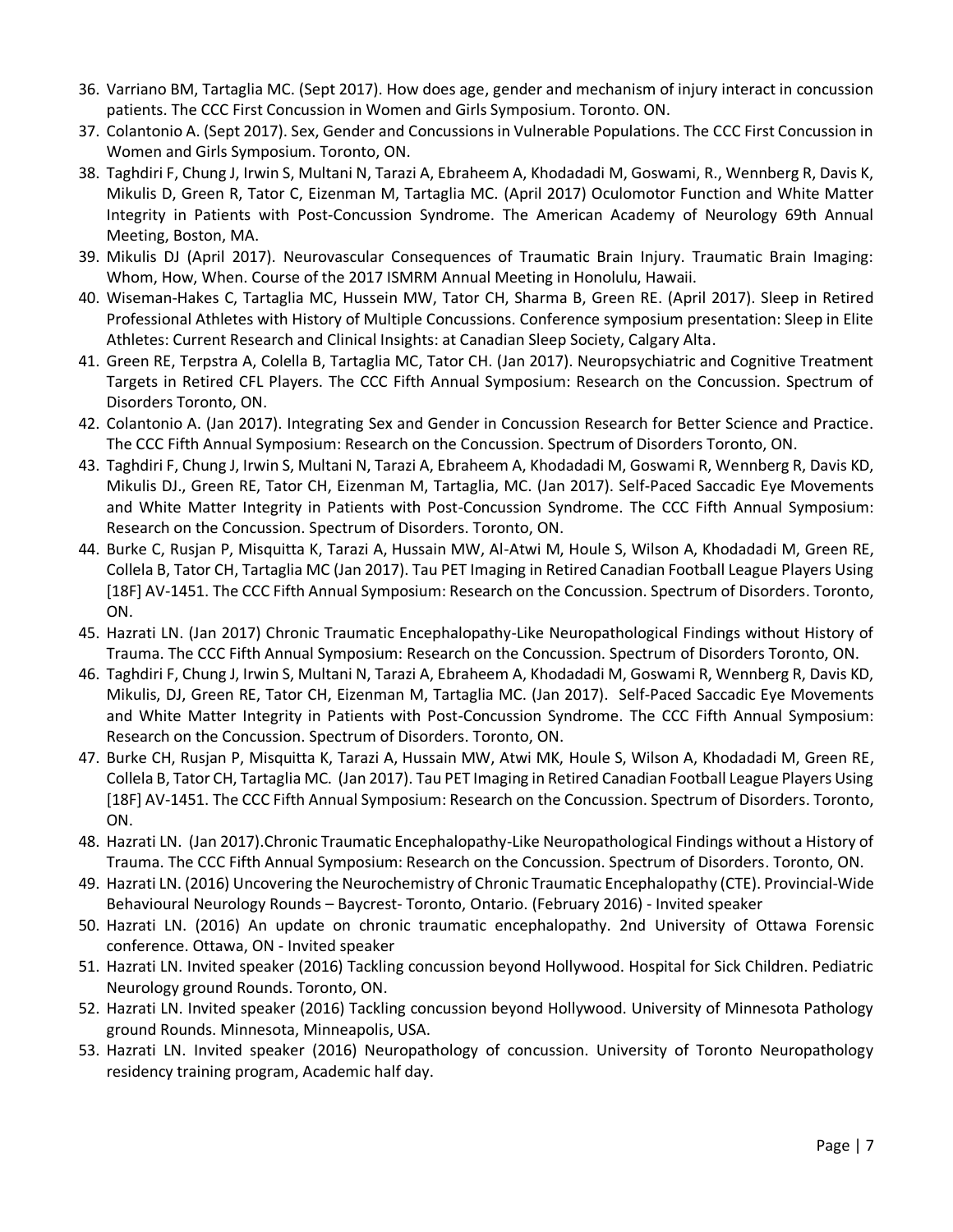36. Varriano BM, Tartaglia MC. (Sept 2017). How does age, gender and mechanism of injury interact in concussion patients. The CCC First Concussion in Women and Girls Symposium. Toronto. ON.
37. Colantonio A. (Sept 2017). Sex, Gender and Concussions in Vulnerable Populations. The CCC First Concussion in Women and Girls Symposium. Toronto, ON.
38. Taghdiri F, Chung J, Irwin S, Multani N, Tarazi A, Ebraheem A, Khodadadi M, Goswami, R., Wennberg R, Davis K, Mikulis D, Green R, Tator C, Eizenman M, Tartaglia MC. (April 2017) Oculomotor Function and White Matter Integrity in Patients with Post-Concussion Syndrome. The American Academy of Neurology 69th Annual Meeting, Boston, MA.
39. Mikulis DJ (April 2017). Neurovascular Consequences of Traumatic Brain Injury. Traumatic Brain Imaging: Whom, How, When. Course of the 2017 ISMRM Annual Meeting in Honolulu, Hawaii.
40. Wiseman-Hakes C, Tartaglia MC, Hussein MW, Tator CH, Sharma B, Green RE. (April 2017). Sleep in Retired Professional Athletes with History of Multiple Concussions. Conference symposium presentation: Sleep in Elite Athletes: Current Research and Clinical Insights: at Canadian Sleep Society, Calgary Alta.
41. Green RE, Terpstra A, Colella B, Tartaglia MC, Tator CH. (Jan 2017). Neuropsychiatric and Cognitive Treatment Targets in Retired CFL Players. The CCC Fifth Annual Symposium: Research on the Concussion. Spectrum of Disorders Toronto, ON.
42. Colantonio A. (Jan 2017). Integrating Sex and Gender in Concussion Research for Better Science and Practice. The CCC Fifth Annual Symposium: Research on the Concussion. Spectrum of Disorders Toronto, ON.
43. Taghdiri F, Chung J, Irwin S, Multani N, Tarazi A, Ebraheem A, Khodadadi M, Goswami R, Wennberg R, Davis KD, Mikulis DJ., Green RE, Tator CH, Eizenman M, Tartaglia, MC. (Jan 2017). Self-Paced Saccadic Eye Movements and White Matter Integrity in Patients with Post-Concussion Syndrome. The CCC Fifth Annual Symposium: Research on the Concussion. Spectrum of Disorders. Toronto, ON.
44. Burke C, Rusjan P, Misquitta K, Tarazi A, Hussain MW, Al-Atwi M, Houle S, Wilson A, Khodadadi M, Green RE, Collela B, Tator CH, Tartaglia MC (Jan 2017). Tau PET Imaging in Retired Canadian Football League Players Using [18F] AV-1451. The CCC Fifth Annual Symposium: Research on the Concussion. Spectrum of Disorders. Toronto, ON.
45. Hazrati LN. (Jan 2017) Chronic Traumatic Encephalopathy-Like Neuropathological Findings without History of Trauma. The CCC Fifth Annual Symposium: Research on the Concussion. Spectrum of Disorders Toronto, ON.
46. Taghdiri F, Chung J, Irwin S, Multani N, Tarazi A, Ebraheem A, Khodadadi M, Goswami R, Wennberg R, Davis KD, Mikulis, DJ, Green RE, Tator CH, Eizenman M, Tartaglia MC. (Jan 2017). Self-Paced Saccadic Eye Movements and White Matter Integrity in Patients with Post-Concussion Syndrome. The CCC Fifth Annual Symposium: Research on the Concussion. Spectrum of Disorders. Toronto, ON.
47. Burke CH, Rusjan P, Misquitta K, Tarazi A, Hussain MW, Atwi MK, Houle S, Wilson A, Khodadadi M, Green RE, Collela B, Tator CH, Tartaglia MC. (Jan 2017). Tau PET Imaging in Retired Canadian Football League Players Using [18F] AV-1451. The CCC Fifth Annual Symposium: Research on the Concussion. Spectrum of Disorders. Toronto, ON.
48. Hazrati LN. (Jan 2017).Chronic Traumatic Encephalopathy-Like Neuropathological Findings without a History of Trauma. The CCC Fifth Annual Symposium: Research on the Concussion. Spectrum of Disorders. Toronto, ON.
49. Hazrati LN. (2016) Uncovering the Neurochemistry of Chronic Traumatic Encephalopathy (CTE). Provincial-Wide Behavioural Neurology Rounds – Baycrest- Toronto, Ontario. (February 2016) - Invited speaker
50. Hazrati LN. (2016) An update on chronic traumatic encephalopathy. 2nd University of Ottawa Forensic conference. Ottawa, ON - Invited speaker
51. Hazrati LN. Invited speaker (2016) Tackling concussion beyond Hollywood. Hospital for Sick Children. Pediatric Neurology ground Rounds. Toronto, ON.
52. Hazrati LN. Invited speaker (2016) Tackling concussion beyond Hollywood. University of Minnesota Pathology ground Rounds. Minnesota, Minneapolis, USA.
53. Hazrati LN. Invited speaker (2016) Neuropathology of concussion. University of Toronto Neuropathology residency training program, Academic half day.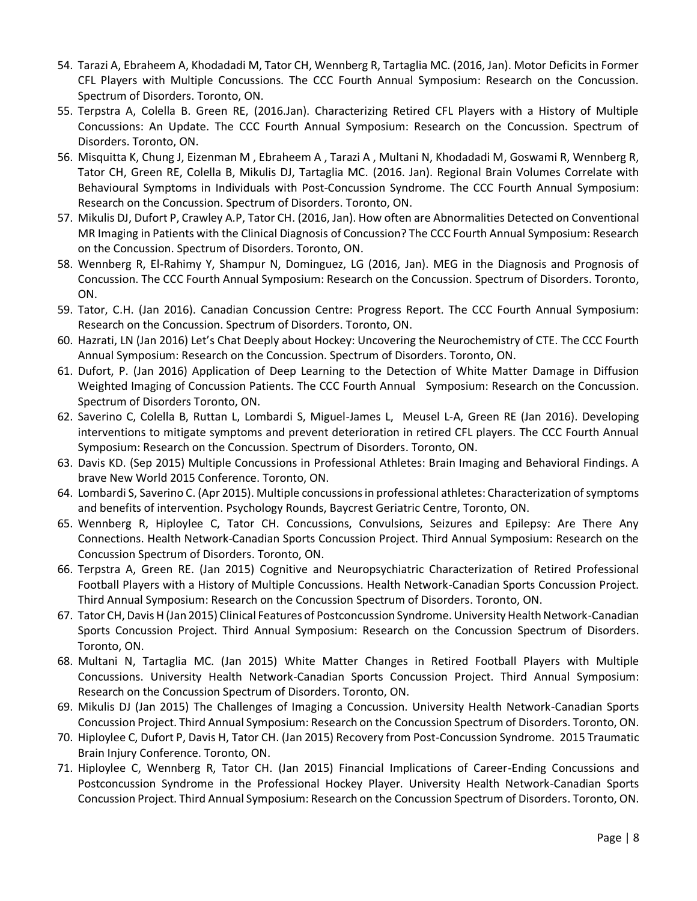54. Tarazi A, Ebraheem A, Khodadadi M, Tator CH, Wennberg R, Tartaglia MC. (2016, Jan). Motor Deficits in Former CFL Players with Multiple Concussions. The CCC Fourth Annual Symposium: Research on the Concussion. Spectrum of Disorders. Toronto, ON.
55. Terpstra A, Colella B. Green RE, (2016.Jan). Characterizing Retired CFL Players with a History of Multiple Concussions: An Update. The CCC Fourth Annual Symposium: Research on the Concussion. Spectrum of Disorders. Toronto, ON.
56. Misquitta K, Chung J, Eizenman M , Ebraheem A , Tarazi A , Multani N, Khodadadi M, Goswami R, Wennberg R, Tator CH, Green RE, Colella B, Mikulis DJ, Tartaglia MC. (2016. Jan). Regional Brain Volumes Correlate with Behavioural Symptoms in Individuals with Post-Concussion Syndrome. The CCC Fourth Annual Symposium: Research on the Concussion. Spectrum of Disorders. Toronto, ON.
57. Mikulis DJ, Dufort P, Crawley A.P, Tator CH. (2016, Jan). How often are Abnormalities Detected on Conventional MR Imaging in Patients with the Clinical Diagnosis of Concussion? The CCC Fourth Annual Symposium: Research on the Concussion. Spectrum of Disorders. Toronto, ON.
58. Wennberg R, El-Rahimy Y, Shampur N, Dominguez, LG (2016, Jan). MEG in the Diagnosis and Prognosis of Concussion. The CCC Fourth Annual Symposium: Research on the Concussion. Spectrum of Disorders. Toronto, ON.
59. Tator, C.H. (Jan 2016). Canadian Concussion Centre: Progress Report. The CCC Fourth Annual Symposium: Research on the Concussion. Spectrum of Disorders. Toronto, ON.
60. Hazrati, LN (Jan 2016) Let's Chat Deeply about Hockey: Uncovering the Neurochemistry of CTE. The CCC Fourth Annual Symposium: Research on the Concussion. Spectrum of Disorders. Toronto, ON.
61. Dufort, P. (Jan 2016) Application of Deep Learning to the Detection of White Matter Damage in Diffusion Weighted Imaging of Concussion Patients. The CCC Fourth Annual Symposium: Research on the Concussion. Spectrum of Disorders Toronto, ON.
62. Saverino C, Colella B, Ruttan L, Lombardi S, Miguel-James L, Meusel L-A, Green RE (Jan 2016). Developing interventions to mitigate symptoms and prevent deterioration in retired CFL players. The CCC Fourth Annual Symposium: Research on the Concussion. Spectrum of Disorders. Toronto, ON.
63. Davis KD. (Sep 2015) Multiple Concussions in Professional Athletes: Brain Imaging and Behavioral Findings. A brave New World 2015 Conference. Toronto, ON.
64. Lombardi S, Saverino C. (Apr 2015). Multiple concussions in professional athletes: Characterization of symptoms and benefits of intervention. Psychology Rounds, Baycrest Geriatric Centre, Toronto, ON.
65. Wennberg R, Hiploylee C, Tator CH. Concussions, Convulsions, Seizures and Epilepsy: Are There Any Connections. Health Network-Canadian Sports Concussion Project. Third Annual Symposium: Research on the Concussion Spectrum of Disorders. Toronto, ON.
66. Terpstra A, Green RE. (Jan 2015) Cognitive and Neuropsychiatric Characterization of Retired Professional Football Players with a History of Multiple Concussions. Health Network-Canadian Sports Concussion Project. Third Annual Symposium: Research on the Concussion Spectrum of Disorders. Toronto, ON.
67. Tator CH, Davis H (Jan 2015) Clinical Features of Postconcussion Syndrome. University Health Network-Canadian Sports Concussion Project. Third Annual Symposium: Research on the Concussion Spectrum of Disorders. Toronto, ON.
68. Multani N, Tartaglia MC. (Jan 2015) White Matter Changes in Retired Football Players with Multiple Concussions. University Health Network-Canadian Sports Concussion Project. Third Annual Symposium: Research on the Concussion Spectrum of Disorders. Toronto, ON.
69. Mikulis DJ (Jan 2015) The Challenges of Imaging a Concussion. University Health Network-Canadian Sports Concussion Project. Third Annual Symposium: Research on the Concussion Spectrum of Disorders. Toronto, ON.
70. Hiploylee C, Dufort P, Davis H, Tator CH. (Jan 2015) Recovery from Post-Concussion Syndrome. 2015 Traumatic Brain Injury Conference. Toronto, ON.
71. Hiploylee C, Wennberg R, Tator CH. (Jan 2015) Financial Implications of Career-Ending Concussions and Postconcussion Syndrome in the Professional Hockey Player. University Health Network-Canadian Sports Concussion Project. Third Annual Symposium: Research on the Concussion Spectrum of Disorders. Toronto, ON.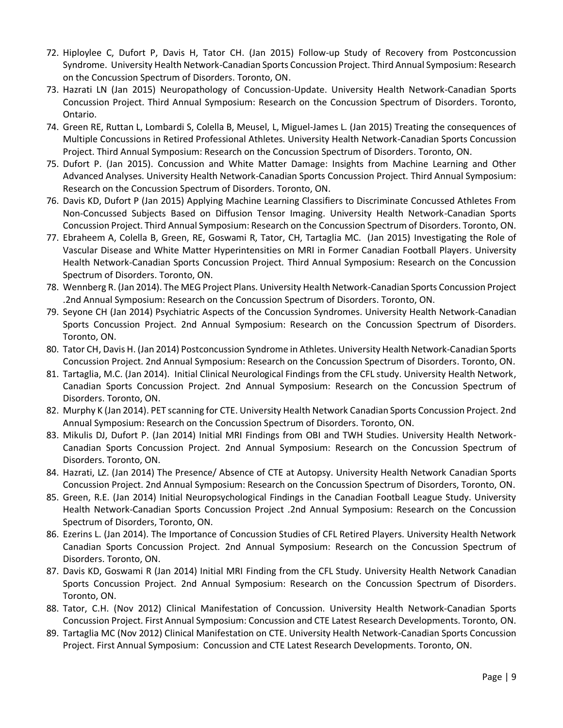72. Hiploylee C, Dufort P, Davis H, Tator CH. (Jan 2015) Follow-up Study of Recovery from Postconcussion Syndrome. University Health Network-Canadian Sports Concussion Project. Third Annual Symposium: Research on the Concussion Spectrum of Disorders. Toronto, ON.
73. Hazrati LN (Jan 2015) Neuropathology of Concussion-Update. University Health Network-Canadian Sports Concussion Project. Third Annual Symposium: Research on the Concussion Spectrum of Disorders. Toronto, Ontario.
74. Green RE, Ruttan L, Lombardi S, Colella B, Meusel, L, Miguel-James L. (Jan 2015) Treating the consequences of Multiple Concussions in Retired Professional Athletes. University Health Network-Canadian Sports Concussion Project. Third Annual Symposium: Research on the Concussion Spectrum of Disorders. Toronto, ON.
75. Dufort P. (Jan 2015). Concussion and White Matter Damage: Insights from Machine Learning and Other Advanced Analyses. University Health Network-Canadian Sports Concussion Project. Third Annual Symposium: Research on the Concussion Spectrum of Disorders. Toronto, ON.
76. Davis KD, Dufort P (Jan 2015) Applying Machine Learning Classifiers to Discriminate Concussed Athletes From Non-Concussed Subjects Based on Diffusion Tensor Imaging. University Health Network-Canadian Sports Concussion Project. Third Annual Symposium: Research on the Concussion Spectrum of Disorders. Toronto, ON.
77. Ebraheem A, Colella B, Green, RE, Goswami R, Tator, CH, Tartaglia MC. (Jan 2015) Investigating the Role of Vascular Disease and White Matter Hyperintensities on MRI in Former Canadian Football Players. University Health Network-Canadian Sports Concussion Project. Third Annual Symposium: Research on the Concussion Spectrum of Disorders. Toronto, ON.
78. Wennberg R. (Jan 2014). The MEG Project Plans. University Health Network-Canadian Sports Concussion Project .2nd Annual Symposium: Research on the Concussion Spectrum of Disorders. Toronto, ON.
79. Seyone CH (Jan 2014) Psychiatric Aspects of the Concussion Syndromes. University Health Network-Canadian Sports Concussion Project. 2nd Annual Symposium: Research on the Concussion Spectrum of Disorders. Toronto, ON.
80. Tator CH, Davis H. (Jan 2014) Postconcussion Syndrome in Athletes. University Health Network-Canadian Sports Concussion Project. 2nd Annual Symposium: Research on the Concussion Spectrum of Disorders. Toronto, ON.
81. Tartaglia, M.C. (Jan 2014). Initial Clinical Neurological Findings from the CFL study. University Health Network, Canadian Sports Concussion Project. 2nd Annual Symposium: Research on the Concussion Spectrum of Disorders. Toronto, ON.
82. Murphy K (Jan 2014). PET scanning for CTE. University Health Network Canadian Sports Concussion Project. 2nd Annual Symposium: Research on the Concussion Spectrum of Disorders. Toronto, ON.
83. Mikulis DJ, Dufort P. (Jan 2014) Initial MRI Findings from OBI and TWH Studies. University Health Network-Canadian Sports Concussion Project. 2nd Annual Symposium: Research on the Concussion Spectrum of Disorders. Toronto, ON.
84. Hazrati, LZ. (Jan 2014) The Presence/ Absence of CTE at Autopsy. University Health Network Canadian Sports Concussion Project. 2nd Annual Symposium: Research on the Concussion Spectrum of Disorders, Toronto, ON.
85. Green, R.E. (Jan 2014) Initial Neuropsychological Findings in the Canadian Football League Study. University Health Network-Canadian Sports Concussion Project .2nd Annual Symposium: Research on the Concussion Spectrum of Disorders, Toronto, ON.
86. Ezerins L. (Jan 2014). The Importance of Concussion Studies of CFL Retired Players. University Health Network Canadian Sports Concussion Project. 2nd Annual Symposium: Research on the Concussion Spectrum of Disorders. Toronto, ON.
87. Davis KD, Goswami R (Jan 2014) Initial MRI Finding from the CFL Study. University Health Network Canadian Sports Concussion Project. 2nd Annual Symposium: Research on the Concussion Spectrum of Disorders. Toronto, ON.
88. Tator, C.H. (Nov 2012) Clinical Manifestation of Concussion. University Health Network-Canadian Sports Concussion Project. First Annual Symposium: Concussion and CTE Latest Research Developments. Toronto, ON.
89. Tartaglia MC (Nov 2012) Clinical Manifestation on CTE. University Health Network-Canadian Sports Concussion Project. First Annual Symposium: Concussion and CTE Latest Research Developments. Toronto, ON.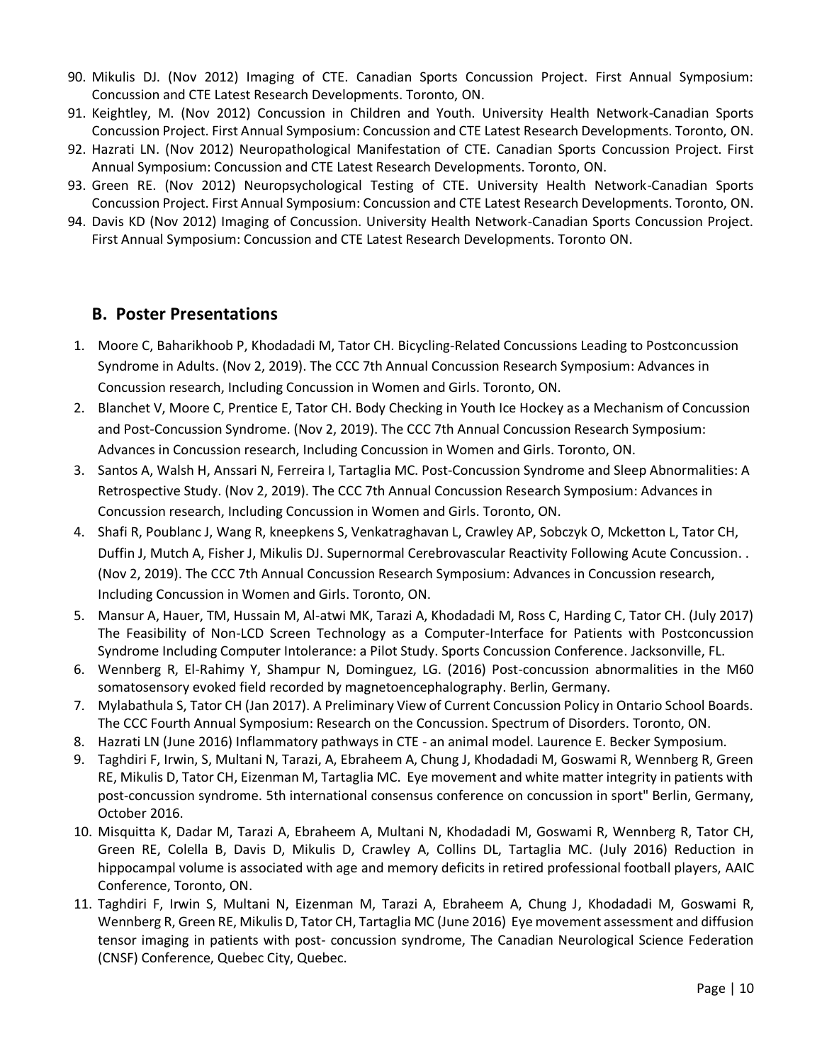90. Mikulis DJ. (Nov 2012) Imaging of CTE. Canadian Sports Concussion Project. First Annual Symposium: Concussion and CTE Latest Research Developments. Toronto, ON.
91. Keightley, M. (Nov 2012) Concussion in Children and Youth. University Health Network-Canadian Sports Concussion Project. First Annual Symposium: Concussion and CTE Latest Research Developments. Toronto, ON.
92. Hazrati LN. (Nov 2012) Neuropathological Manifestation of CTE. Canadian Sports Concussion Project. First Annual Symposium: Concussion and CTE Latest Research Developments. Toronto, ON.
93. Green RE. (Nov 2012) Neuropsychological Testing of CTE. University Health Network-Canadian Sports Concussion Project. First Annual Symposium: Concussion and CTE Latest Research Developments. Toronto, ON.
94. Davis KD (Nov 2012) Imaging of Concussion. University Health Network-Canadian Sports Concussion Project. First Annual Symposium: Concussion and CTE Latest Research Developments. Toronto ON.

## B. Poster Presentations

1. Moore C, Baharikhoob P, Khodadadi M, Tator CH. Bicycling-Related Concussions Leading to Postconcussion Syndrome in Adults. (Nov 2, 2019). The CCC 7th Annual Concussion Research Symposium: Advances in Concussion research, Including Concussion in Women and Girls. Toronto, ON.
2. Blanchet V, Moore C, Prentice E, Tator CH. Body Checking in Youth Ice Hockey as a Mechanism of Concussion and Post-Concussion Syndrome. (Nov 2, 2019). The CCC 7th Annual Concussion Research Symposium: Advances in Concussion research, Including Concussion in Women and Girls. Toronto, ON.
3. Santos A, Walsh H, Anssari N, Ferreira I, Tartaglia MC. Post-Concussion Syndrome and Sleep Abnormalities: A Retrospective Study. (Nov 2, 2019). The CCC 7th Annual Concussion Research Symposium: Advances in Concussion research, Including Concussion in Women and Girls. Toronto, ON.
4. Shafi R, Poublanc J, Wang R, kneepkens S, Venkatraghavan L, Crawley AP, Sobczyk O, Mcketton L, Tator CH, Duffin J, Mutch A, Fisher J, Mikulis DJ. Supernormal Cerebrovascular Reactivity Following Acute Concussion. . (Nov 2, 2019). The CCC 7th Annual Concussion Research Symposium: Advances in Concussion research, Including Concussion in Women and Girls. Toronto, ON.
5. Mansur A, Hauer, TM, Hussain M, Al-atwi MK, Tarazi A, Khodadadi M, Ross C, Harding C, Tator CH. (July 2017) The Feasibility of Non-LCD Screen Technology as a Computer-Interface for Patients with Postconcussion Syndrome Including Computer Intolerance: a Pilot Study. Sports Concussion Conference. Jacksonville, FL.
6. Wennberg R, El-Rahimy Y, Shampur N, Dominguez, LG. (2016) Post-concussion abnormalities in the M60 somatosensory evoked field recorded by magnetoencephalography. Berlin, Germany.
7. Mylabathula S, Tator CH (Jan 2017). A Preliminary View of Current Concussion Policy in Ontario School Boards. The CCC Fourth Annual Symposium: Research on the Concussion. Spectrum of Disorders. Toronto, ON.
8. Hazrati LN (June 2016) Inflammatory pathways in CTE - an animal model. Laurence E. Becker Symposium.
9. Taghdiri F, Irwin, S, Multani N, Tarazi, A, Ebraheem A, Chung J, Khodadadi M, Goswami R, Wennberg R, Green RE, Mikulis D, Tator CH, Eizenman M, Tartaglia MC. Eye movement and white matter integrity in patients with post-concussion syndrome. 5th international consensus conference on concussion in sport" Berlin, Germany, October 2016.
10. Misquitta K, Dadar M, Tarazi A, Ebraheem A, Multani N, Khodadadi M, Goswami R, Wennberg R, Tator CH, Green RE, Colella B, Davis D, Mikulis D, Crawley A, Collins DL, Tartaglia MC. (July 2016) Reduction in hippocampal volume is associated with age and memory deficits in retired professional football players, AAIC Conference, Toronto, ON.
11. Taghdiri F, Irwin S, Multani N, Eizenman M, Tarazi A, Ebraheem A, Chung J, Khodadadi M, Goswami R, Wennberg R, Green RE, Mikulis D, Tator CH, Tartaglia MC (June 2016) Eye movement assessment and diffusion tensor imaging in patients with post- concussion syndrome, The Canadian Neurological Science Federation (CNSF) Conference, Quebec City, Quebec.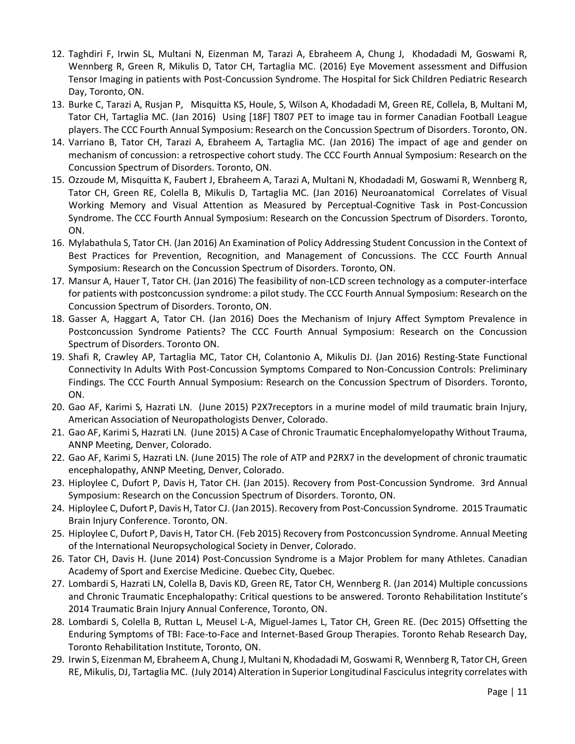12. Taghdiri F, Irwin SL, Multani N, Eizenman M, Tarazi A, Ebraheem A, Chung J, Khodadadi M, Goswami R, Wennberg R, Green R, Mikulis D, Tator CH, Tartaglia MC. (2016) Eye Movement assessment and Diffusion Tensor Imaging in patients with Post-Concussion Syndrome. The Hospital for Sick Children Pediatric Research Day, Toronto, ON.
13. Burke C, Tarazi A, Rusjan P, Misquitta KS, Houle, S, Wilson A, Khodadadi M, Green RE, Collela, B, Multani M, Tator CH, Tartaglia MC. (Jan 2016) Using [18F] T807 PET to image tau in former Canadian Football League players. The CCC Fourth Annual Symposium: Research on the Concussion Spectrum of Disorders. Toronto, ON.
14. Varriano B, Tator CH, Tarazi A, Ebraheem A, Tartaglia MC. (Jan 2016) The impact of age and gender on mechanism of concussion: a retrospective cohort study. The CCC Fourth Annual Symposium: Research on the Concussion Spectrum of Disorders. Toronto, ON.
15. Ozzoude M, Misquitta K, Faubert J, Ebraheem A, Tarazi A, Multani N, Khodadadi M, Goswami R, Wennberg R, Tator CH, Green RE, Colella B, Mikulis D, Tartaglia MC. (Jan 2016) Neuroanatomical Correlates of Visual Working Memory and Visual Attention as Measured by Perceptual-Cognitive Task in Post-Concussion Syndrome. The CCC Fourth Annual Symposium: Research on the Concussion Spectrum of Disorders. Toronto, ON.
16. Mylabathula S, Tator CH. (Jan 2016) An Examination of Policy Addressing Student Concussion in the Context of Best Practices for Prevention, Recognition, and Management of Concussions. The CCC Fourth Annual Symposium: Research on the Concussion Spectrum of Disorders. Toronto, ON.
17. Mansur A, Hauer T, Tator CH. (Jan 2016) The feasibility of non-LCD screen technology as a computer-interface for patients with postconcussion syndrome: a pilot study. The CCC Fourth Annual Symposium: Research on the Concussion Spectrum of Disorders. Toronto, ON.
18. Gasser A, Haggart A, Tator CH. (Jan 2016) Does the Mechanism of Injury Affect Symptom Prevalence in Postconcussion Syndrome Patients? The CCC Fourth Annual Symposium: Research on the Concussion Spectrum of Disorders. Toronto ON.
19. Shafi R, Crawley AP, Tartaglia MC, Tator CH, Colantonio A, Mikulis DJ. (Jan 2016) Resting-State Functional Connectivity In Adults With Post-Concussion Symptoms Compared to Non-Concussion Controls: Preliminary Findings. The CCC Fourth Annual Symposium: Research on the Concussion Spectrum of Disorders. Toronto, ON.
20. Gao AF, Karimi S, Hazrati LN. (June 2015) P2X7receptors in a murine model of mild traumatic brain Injury, American Association of Neuropathologists Denver, Colorado.
21. Gao AF, Karimi S, Hazrati LN. (June 2015) A Case of Chronic Traumatic Encephalomyelopathy Without Trauma, ANNP Meeting, Denver, Colorado.
22. Gao AF, Karimi S, Hazrati LN. (June 2015) The role of ATP and P2RX7 in the development of chronic traumatic encephalopathy, ANNP Meeting, Denver, Colorado.
23. Hiploylee C, Dufort P, Davis H, Tator CH. (Jan 2015). Recovery from Post-Concussion Syndrome. 3rd Annual Symposium: Research on the Concussion Spectrum of Disorders. Toronto, ON.
24. Hiploylee C, Dufort P, Davis H, Tator CJ. (Jan 2015). Recovery from Post-Concussion Syndrome. 2015 Traumatic Brain Injury Conference. Toronto, ON.
25. Hiploylee C, Dufort P, Davis H, Tator CH. (Feb 2015) Recovery from Postconcussion Syndrome. Annual Meeting of the International Neuropsychological Society in Denver, Colorado.
26. Tator CH, Davis H. (June 2014) Post-Concussion Syndrome is a Major Problem for many Athletes. Canadian Academy of Sport and Exercise Medicine. Quebec City, Quebec.
27. Lombardi S, Hazrati LN, Colella B, Davis KD, Green RE, Tator CH, Wennberg R. (Jan 2014) Multiple concussions and Chronic Traumatic Encephalopathy: Critical questions to be answered. Toronto Rehabilitation Institute's 2014 Traumatic Brain Injury Annual Conference, Toronto, ON.
28. Lombardi S, Colella B, Ruttan L, Meusel L-A, Miguel-James L, Tator CH, Green RE. (Dec 2015) Offsetting the Enduring Symptoms of TBI: Face-to-Face and Internet-Based Group Therapies. Toronto Rehab Research Day, Toronto Rehabilitation Institute, Toronto, ON.
29. Irwin S, Eizenman M, Ebraheem A, Chung J, Multani N, Khodadadi M, Goswami R, Wennberg R, Tator CH, Green RE, Mikulis, DJ, Tartaglia MC. (July 2014) Alteration in Superior Longitudinal Fasciculus integrity correlates with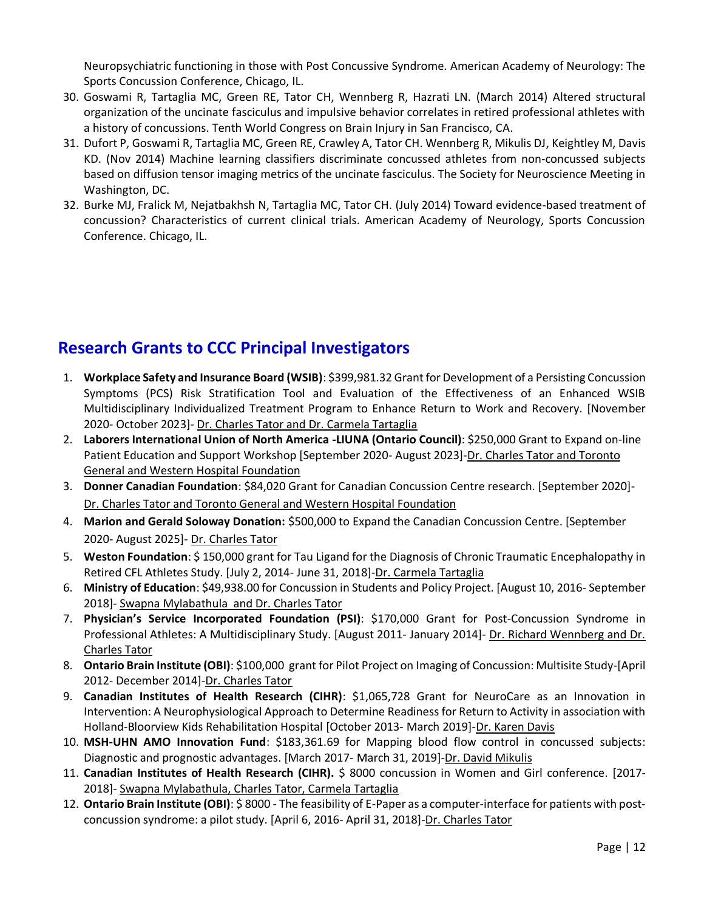Neuropsychiatric functioning in those with Post Concussive Syndrome. American Academy of Neurology: The Sports Concussion Conference, Chicago, IL.

30. Goswami R, Tartaglia MC, Green RE, Tator CH, Wennberg R, Hazrati LN. (March 2014) Altered structural organization of the uncinate fasciculus and impulsive behavior correlates in retired professional athletes with a history of concussions. Tenth World Congress on Brain Injury in San Francisco, CA.
31. Dufort P, Goswami R, Tartaglia MC, Green RE, Crawley A, Tator CH. Wennberg R, Mikulis DJ, Keightley M, Davis KD. (Nov 2014) Machine learning classifiers discriminate concussed athletes from non-concussed subjects based on diffusion tensor imaging metrics of the uncinate fasciculus. The Society for Neuroscience Meeting in Washington, DC.
32. Burke MJ, Fralick M, Nejatbakhsh N, Tartaglia MC, Tator CH. (July 2014) Toward evidence-based treatment of concussion? Characteristics of current clinical trials. American Academy of Neurology, Sports Concussion Conference. Chicago, IL.

## Research Grants to CCC Principal Investigators

1. **Workplace Safety and Insurance Board (WSIB)**: $399,981.32 Grant for Development of a Persisting Concussion Symptoms (PCS) Risk Stratification Tool and Evaluation of the Effectiveness of an Enhanced WSIB Multidisciplinary Individualized Treatment Program to Enhance Return to Work and Recovery. [November 2020- October 2023]- Dr. Charles Tator and Dr. Carmela Tartaglia
2. **Laborers International Union of North America -LIUNA (Ontario Council)**: $250,000 Grant to Expand on-line Patient Education and Support Workshop [September 2020- August 2023]-Dr. Charles Tator and Toronto General and Western Hospital Foundation
3. **Donner Canadian Foundation**: $84,020 Grant for Canadian Concussion Centre research. [September 2020]- Dr. Charles Tator and Toronto General and Western Hospital Foundation
4. **Marion and Gerald Soloway Donation:** $500,000 to Expand the Canadian Concussion Centre. [September 2020- August 2025]- Dr. Charles Tator
5. **Weston Foundation**: $ 150,000 grant for Tau Ligand for the Diagnosis of Chronic Traumatic Encephalopathy in Retired CFL Athletes Study. [July 2, 2014- June 31, 2018]-Dr. Carmela Tartaglia
6. **Ministry of Education**: $49,938.00 for Concussion in Students and Policy Project. [August 10, 2016- September 2018]- Swapna Mylabathula and Dr. Charles Tator
7. **Physician's Service Incorporated Foundation (PSI)**: $170,000 Grant for Post-Concussion Syndrome in Professional Athletes: A Multidisciplinary Study. [August 2011- January 2014]- Dr. Richard Wennberg and Dr. Charles Tator
8. **Ontario Brain Institute (OBI)**: $100,000 grant for Pilot Project on Imaging of Concussion: Multisite Study-[April 2012- December 2014]-Dr. Charles Tator
9. **Canadian Institutes of Health Research (CIHR)**: $1,065,728 Grant for NeuroCare as an Innovation in Intervention: A Neurophysiological Approach to Determine Readiness for Return to Activity in association with Holland-Bloorview Kids Rehabilitation Hospital [October 2013- March 2019]-Dr. Karen Davis
10. **MSH-UHN AMO Innovation Fund**: $183,361.69 for Mapping blood flow control in concussed subjects: Diagnostic and prognostic advantages. [March 2017- March 31, 2019]-Dr. David Mikulis
11. **Canadian Institutes of Health Research (CIHR).** $ 8000 concussion in Women and Girl conference. [2017-2018]- Swapna Mylabathula, Charles Tator, Carmela Tartaglia
12. **Ontario Brain Institute (OBI)**: $ 8000 - The feasibility of E-Paper as a computer-interface for patients with post-concussion syndrome: a pilot study. [April 6, 2016- April 31, 2018]-Dr. Charles Tator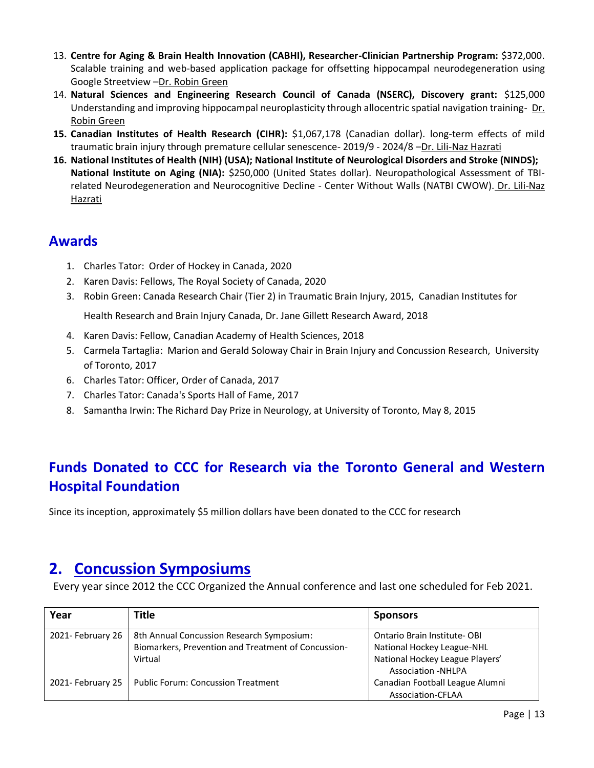13. **Centre for Aging & Brain Health Innovation (CABHI), Researcher-Clinician Partnership Program:** $372,000. Scalable training and web-based application package for offsetting hippocampal neurodegeneration using Google Streetview –Dr. Robin Green
14. **Natural Sciences and Engineering Research Council of Canada (NSERC), Discovery grant:** $125,000 Understanding and improving hippocampal neuroplasticity through allocentric spatial navigation training- Dr. Robin Green
15. **Canadian Institutes of Health Research (CIHR):** $1,067,178 (Canadian dollar). long-term effects of mild traumatic brain injury through premature cellular senescence- 2019/9 - 2024/8 –Dr. Lili-Naz Hazrati
16. **National Institutes of Health (NIH) (USA); National Institute of Neurological Disorders and Stroke (NINDS); National Institute on Aging (NIA):** $250,000 (United States dollar). Neuropathological Assessment of TBI-related Neurodegeneration and Neurocognitive Decline - Center Without Walls (NATBI CWOW). Dr. Lili-Naz Hazrati

## Awards

1. Charles Tator: Order of Hockey in Canada, 2020
2. Karen Davis: Fellows, The Royal Society of Canada, 2020
3. Robin Green: Canada Research Chair (Tier 2) in Traumatic Brain Injury, 2015, Canadian Institutes for Health Research and Brain Injury Canada, Dr. Jane Gillett Research Award, 2018
4. Karen Davis: Fellow, Canadian Academy of Health Sciences, 2018
5. Carmela Tartaglia: Marion and Gerald Soloway Chair in Brain Injury and Concussion Research, University of Toronto, 2017
6. Charles Tator: Officer, Order of Canada, 2017
7. Charles Tator: Canada's Sports Hall of Fame, 2017
8. Samantha Irwin: The Richard Day Prize in Neurology, at University of Toronto, May 8, 2015

## Funds Donated to CCC for Research via the Toronto General and Western Hospital Foundation

Since its inception, approximately $5 million dollars have been donated to the CCC for research

# 2. Concussion Symposiums

Every year since 2012 the CCC Organized the Annual conference and last one scheduled for Feb 2021.

| Year | Title | Sponsors |
|---|---|---|
| 2021- February 26 | 8th Annual Concussion Research Symposium: Biomarkers, Prevention and Treatment of Concussion-Virtual | Ontario Brain Institute- OBI<br>National Hockey League-NHL<br>National Hockey League Players' Association -NHLPA |
| 2021- February 25 | Public Forum: Concussion Treatment | Canadian Football League Alumni Association-CFLAA |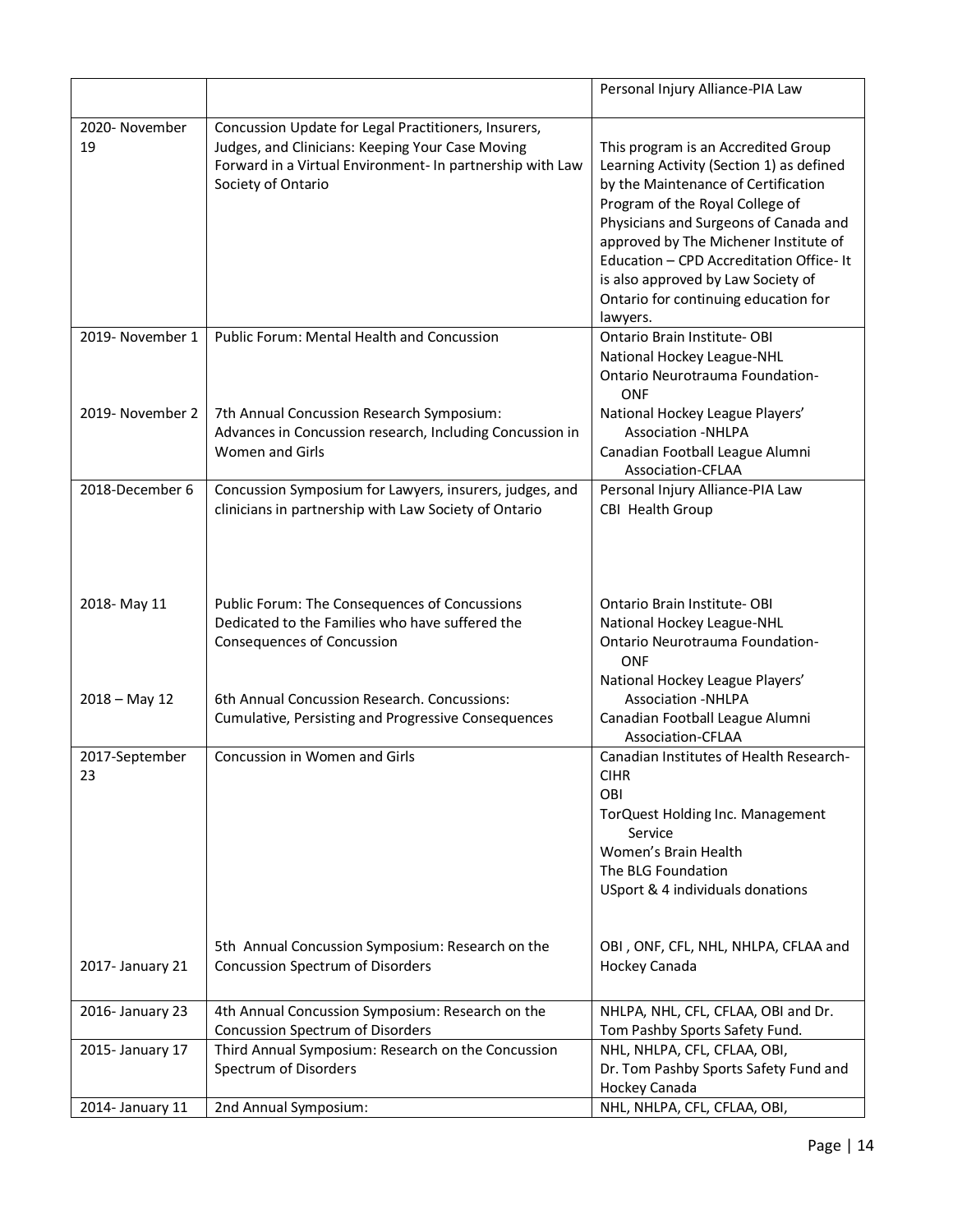| | | |
|---|---|---|
| | | Personal Injury Alliance-PIA Law |
| 2020- November 19 | Concussion Update for Legal Practitioners, Insurers, Judges, and Clinicians: Keeping Your Case Moving Forward in a Virtual Environment- In partnership with Law Society of Ontario | This program is an Accredited Group Learning Activity (Section 1) as defined by the Maintenance of Certification Program of the Royal College of Physicians and Surgeons of Canada and approved by The Michener Institute of Education – CPD Accreditation Office- It is also approved by Law Society of Ontario for continuing education for lawyers. |
| 2019- November 1<br><br>2019- November 2 | Public Forum: Mental Health and Concussion<br><br>7th Annual Concussion Research Symposium: Advances in Concussion research, Including Concussion in Women and Girls | Ontario Brain Institute- OBI<br>National Hockey League-NHL<br>Ontario Neurotrauma Foundation-ONF<br>National Hockey League Players' Association -NHLPA<br>Canadian Football League Alumni Association-CFLAA |
| 2018-December 6<br><br>2018- May 11<br><br>2018 – May 12 | Concussion Symposium for Lawyers, insurers, judges, and clinicians in partnership with Law Society of Ontario<br><br>Public Forum: The Consequences of Concussions Dedicated to the Families who have suffered the Consequences of Concussion<br><br>6th Annual Concussion Research. Concussions: Cumulative, Persisting and Progressive Consequences | Personal Injury Alliance-PIA Law<br>CBI Health Group<br><br>Ontario Brain Institute- OBI<br>National Hockey League-NHL<br>Ontario Neurotrauma Foundation-ONF<br>National Hockey League Players' Association -NHLPA<br>Canadian Football League Alumni Association-CFLAA |
| 2017-September 23<br><br>2017- January 21 | Concussion in Women and Girls<br><br>5th Annual Concussion Symposium: Research on the Concussion Spectrum of Disorders | Canadian Institutes of Health Research-CIHR<br>OBI<br>TorQuest Holding Inc. Management Service<br>Women's Brain Health<br>The BLG Foundation<br>USport & 4 individuals donations<br><br>OBI , ONF, CFL, NHL, NHLPA, CFLAA and Hockey Canada |
| 2016- January 23 | 4th Annual Concussion Symposium: Research on the Concussion Spectrum of Disorders | NHLPA, NHL, CFL, CFLAA, OBI and Dr. Tom Pashby Sports Safety Fund. |
| 2015- January 17 | Third Annual Symposium: Research on the Concussion Spectrum of Disorders | NHL, NHLPA, CFL, CFLAA, OBI, Dr. Tom Pashby Sports Safety Fund and Hockey Canada |
| 2014- January 11 | 2nd Annual Symposium: | NHL, NHLPA, CFL, CFLAA, OBI, |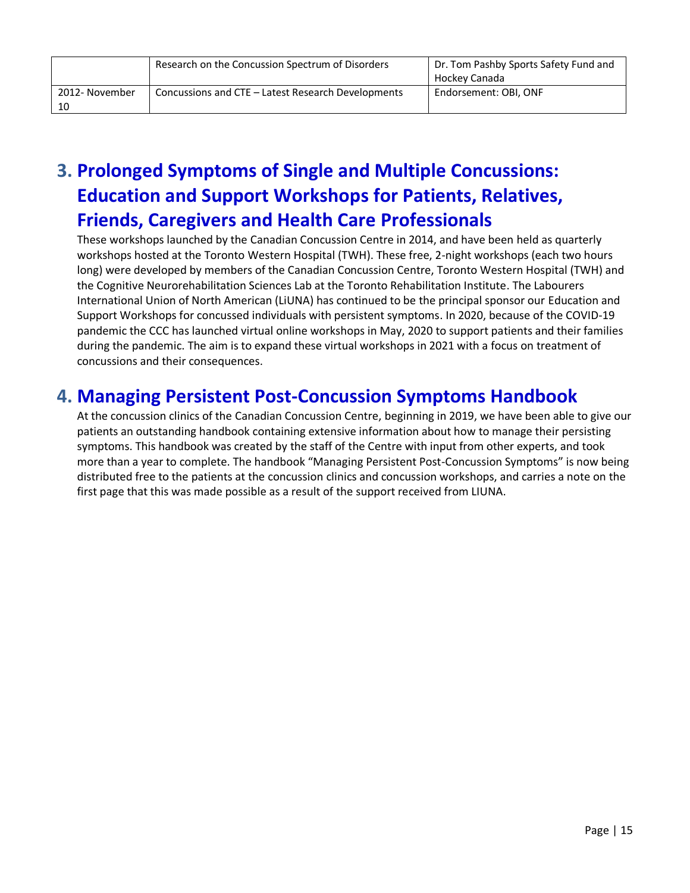|  | Research on the Concussion Spectrum of Disorders | Dr. Tom Pashby Sports Safety Fund and Hockey Canada |
| --- | --- | --- |
| 2012- November 10 | Concussions and CTE – Latest Research Developments | Endorsement: OBI, ONF |

## 3. Prolonged Symptoms of Single and Multiple Concussions: Education and Support Workshops for Patients, Relatives, Friends, Caregivers and Health Care Professionals

These workshops launched by the Canadian Concussion Centre in 2014, and have been held as quarterly workshops hosted at the Toronto Western Hospital (TWH). These free, 2-night workshops (each two hours long) were developed by members of the Canadian Concussion Centre, Toronto Western Hospital (TWH) and the Cognitive Neurorehabilitation Sciences Lab at the Toronto Rehabilitation Institute. The Labourers International Union of North American (LiUNA) has continued to be the principal sponsor our Education and Support Workshops for concussed individuals with persistent symptoms. In 2020, because of the COVID-19 pandemic the CCC has launched virtual online workshops in May, 2020 to support patients and their families during the pandemic. The aim is to expand these virtual workshops in 2021 with a focus on treatment of concussions and their consequences.

## 4. Managing Persistent Post-Concussion Symptoms Handbook

At the concussion clinics of the Canadian Concussion Centre, beginning in 2019, we have been able to give our patients an outstanding handbook containing extensive information about how to manage their persisting symptoms. This handbook was created by the staff of the Centre with input from other experts, and took more than a year to complete. The handbook "Managing Persistent Post-Concussion Symptoms" is now being distributed free to the patients at the concussion clinics and concussion workshops, and carries a note on the first page that this was made possible as a result of the support received from LIUNA.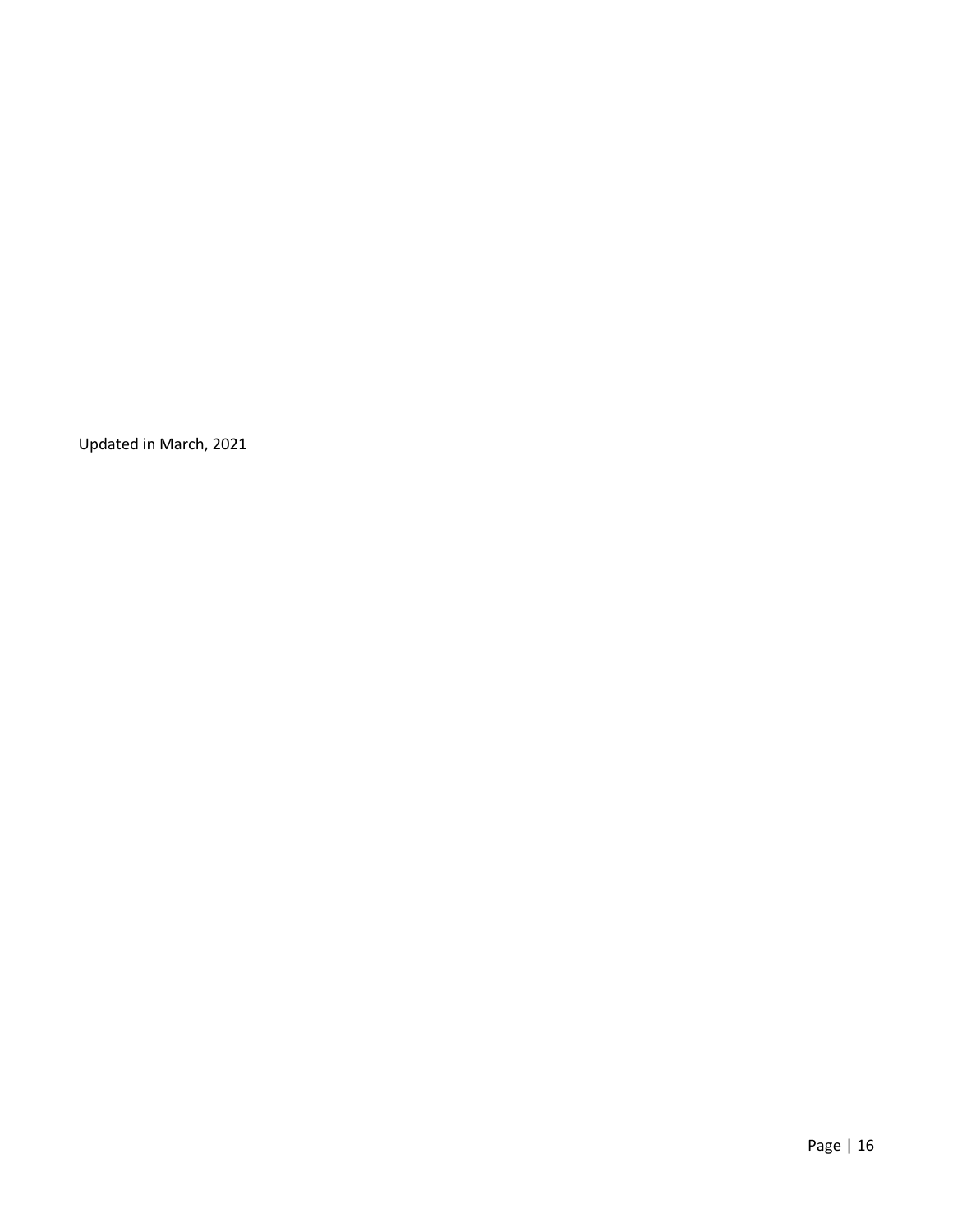Updated in March, 2021